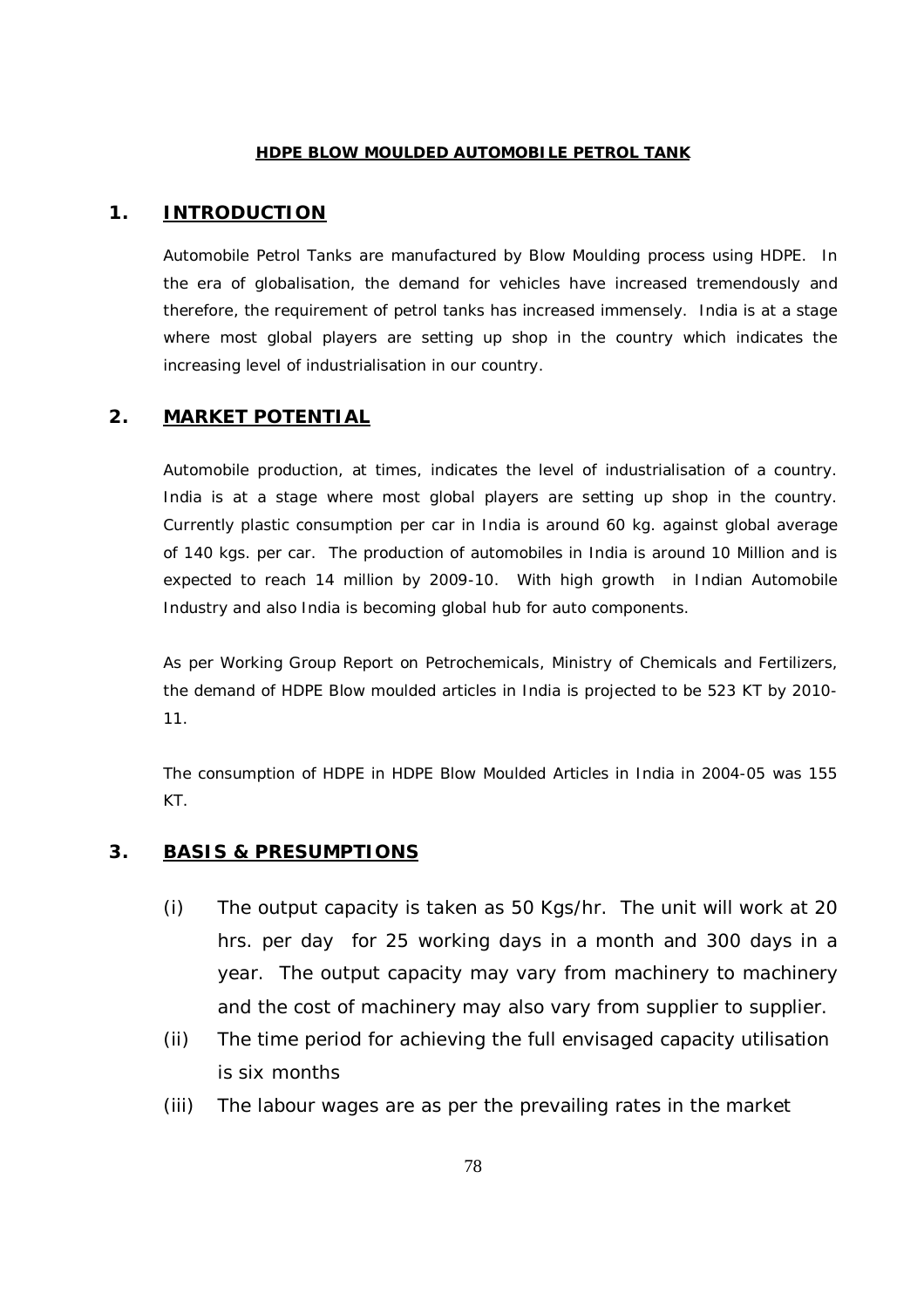**HDPE BLOW MOULDED AUTOMOBILE PETROL TANK**

## 1. INTRODUCTION

Automobile Petrol Tanks are manufactured by Blow Moulding process using HDPE. In the era of globalisation, the demand for vehicles have increased tremendously and therefore, the requirement of petrol tanks has increased immensely. India is at a stage where most global players are setting up shop in the country which indicates the increasing level of industrialisation in our country.

## 2. MARKET POTENTIAL

Automobile production, at times, indicates the level of industrialisation of a country. India is at a stage where most global players are setting up shop in the country. Currently plastic consumption per car in India is around 60 kg. against global average of 140 kgs. per car. The production of automobiles in India is around 10 Million and is expected to reach 14 million by 2009-10. With high growth in Indian Automobile Industry and also India is becoming global hub for auto components.

As per Working Group Report on Petrochemicals, Ministry of Chemicals and Fertilizers, the demand of HDPE Blow moulded articles in India is projected to be 523 KT by 2010-11.

The consumption of HDPE in HDPE Blow Moulded Articles in India in 2004-05 was 155 KT.

## 3. BASIS & PRESUMPTIONS

(i) The output capacity is taken as 50 Kgs/hr. The unit will work at 20 hrs. per day for 25 working days in a month and 300 days in a year. The output capacity may vary from machinery to machinery and the cost of machinery may also vary from supplier to supplier.

(ii) The time period for achieving the full envisaged capacity utilisation is six months

(iii) The labour wages are as per the prevailing rates in the market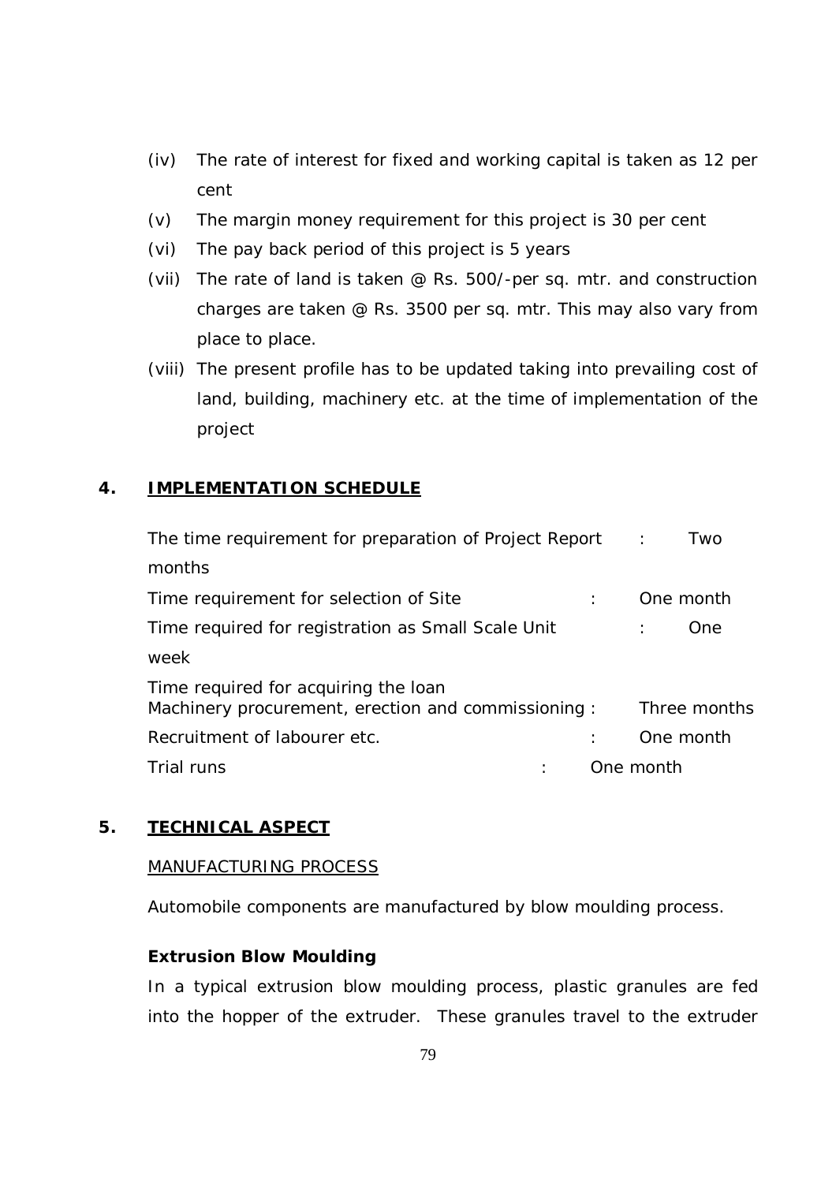(iv) The rate of interest for fixed and working capital is taken as 12 per cent

(v) The margin money requirement for this project is 30 per cent

(vi) The pay back period of this project is 5 years

(vii) The rate of land is taken @ Rs. 500/-per sq. mtr. and construction charges are taken @ Rs. 3500 per sq. mtr. This may also vary from place to place.

(viii) The present profile has to be updated taking into prevailing cost of land, building, machinery etc. at the time of implementation of the project

## 4. IMPLEMENTATION SCHEDULE

| | | |
|---|---|---|
| The time requirement for preparation of Project Report | : | Two months |
| Time requirement for selection of Site | : | One month |
| Time required for registration as Small Scale Unit | : | One week |
| Time required for acquiring the loan Machinery procurement, erection and commissioning | : | Three months |
| Recruitment of labourer etc. | : | One month |
| Trial runs | : | One month |

## 5. TECHNICAL ASPECT

MANUFACTURING PROCESS

Automobile components are manufactured by blow moulding process.

**Extrusion Blow Moulding**

In a typical extrusion blow moulding process, plastic granules are fed into the hopper of the extruder. These granules travel to the extruder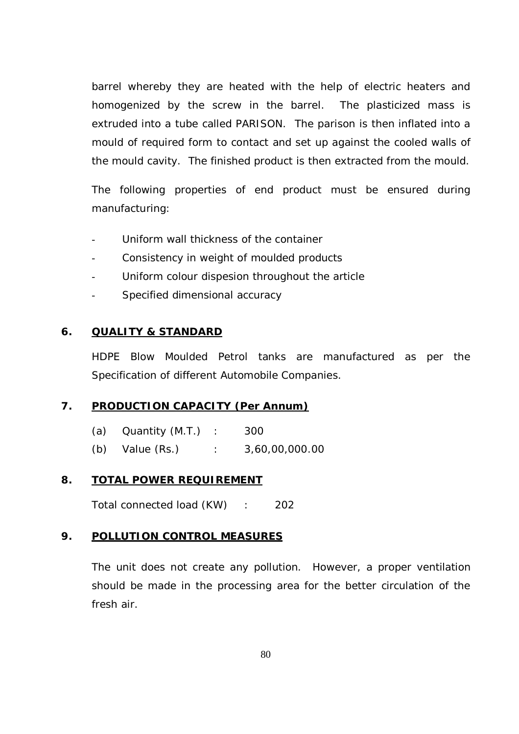barrel whereby they are heated with the help of electric heaters and homogenized by the screw in the barrel. The plasticized mass is extruded into a tube called PARISON. The parison is then inflated into a mould of required form to contact and set up against the cooled walls of the mould cavity. The finished product is then extracted from the mould.

The following properties of end product must be ensured during manufacturing:

- Uniform wall thickness of the container
- Consistency in weight of moulded products
- Uniform colour dispesion throughout the article
- Specified dimensional accuracy

## 6. QUALITY & STANDARD

HDPE Blow Moulded Petrol tanks are manufactured as per the Specification of different Automobile Companies.

## 7. PRODUCTION CAPACITY (Per Annum)

(a) Quantity (M.T.) : 300

(b) Value (Rs.) : 3,60,00,000.00

## 8. TOTAL POWER REQUIREMENT

Total connected load (KW) : 202

## 9. POLLUTION CONTROL MEASURES

The unit does not create any pollution. However, a proper ventilation should be made in the processing area for the better circulation of the fresh air.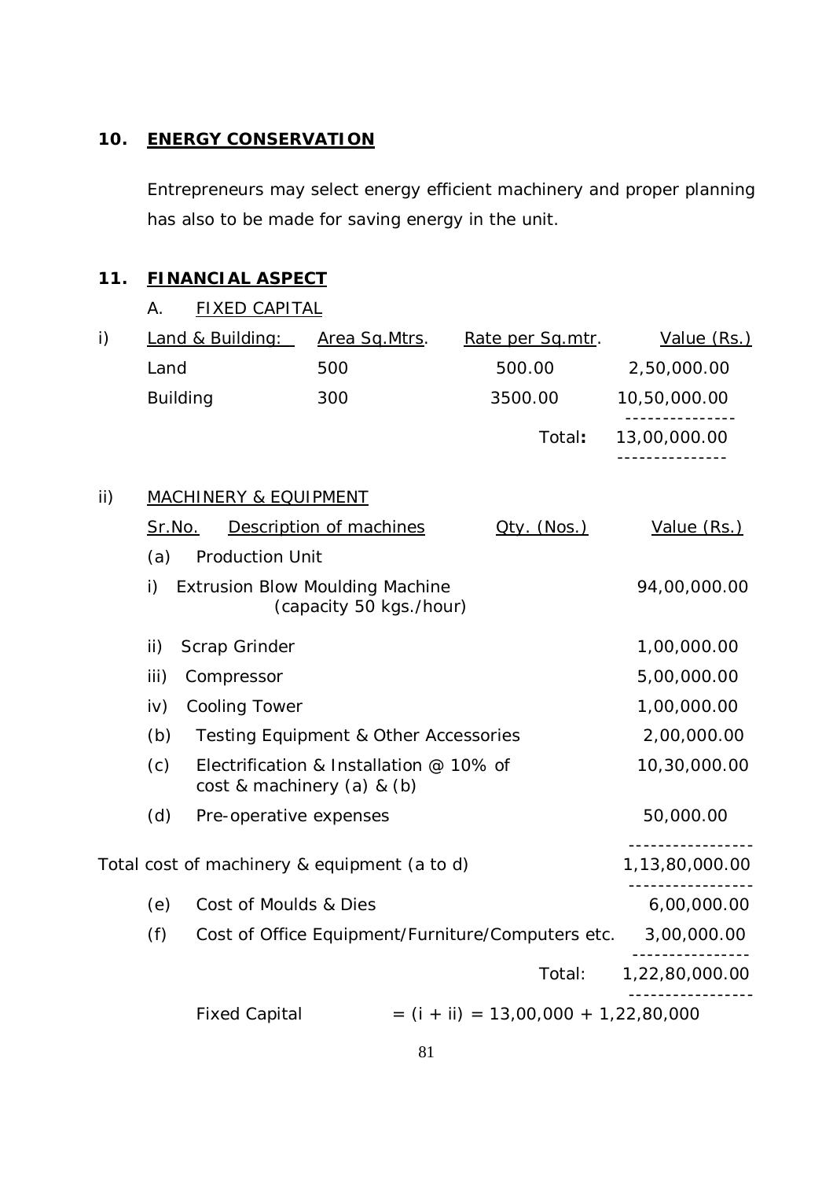## 10. ENERGY CONSERVATION

Entrepreneurs may select energy efficient machinery and proper planning has also to be made for saving energy in the unit.

## 11. FINANCIAL ASPECT

A. FIXED CAPITAL

i) Land & Building:

| Land & Building: | Area Sq.Mtrs. | Rate per Sq.mtr. | Value (Rs.) |
|---|---|---|---|
| Land | 500 | 500.00 | 2,50,000.00 |
| Building | 300 | 3500.00 | 10,50,000.00 |
| | | **Total:** | 13,00,000.00 |

ii) MACHINERY & EQUIPMENT

| Sr.No. | Description of machines | Qty. (Nos.) | Value (Rs.) |
|---|---|---|---|
| (a) | Production Unit | | |
| i) | Extrusion Blow Moulding Machine (capacity 50 kgs./hour) | | 94,00,000.00 |
| ii) | Scrap Grinder | | 1,00,000.00 |
| iii) | Compressor | | 5,00,000.00 |
| iv) | Cooling Tower | | 1,00,000.00 |
| (b) | Testing Equipment & Other Accessories | | 2,00,000.00 |
| (c) | Electrification & Installation @ 10% of cost & machinery (a) & (b) | | 10,30,000.00 |
| (d) | Pre-operative expenses | | 50,000.00 |
| | Total cost of machinery & equipment (a to d) | | 1,13,80,000.00 |
| (e) | Cost of Moulds & Dies | | 6,00,000.00 |
| (f) | Cost of Office Equipment/Furniture/Computers etc. | | 3,00,000.00 |
| | | Total: | 1,22,80,000.00 |

Fixed Capital = (i + ii) = 13,00,000 + 1,22,80,000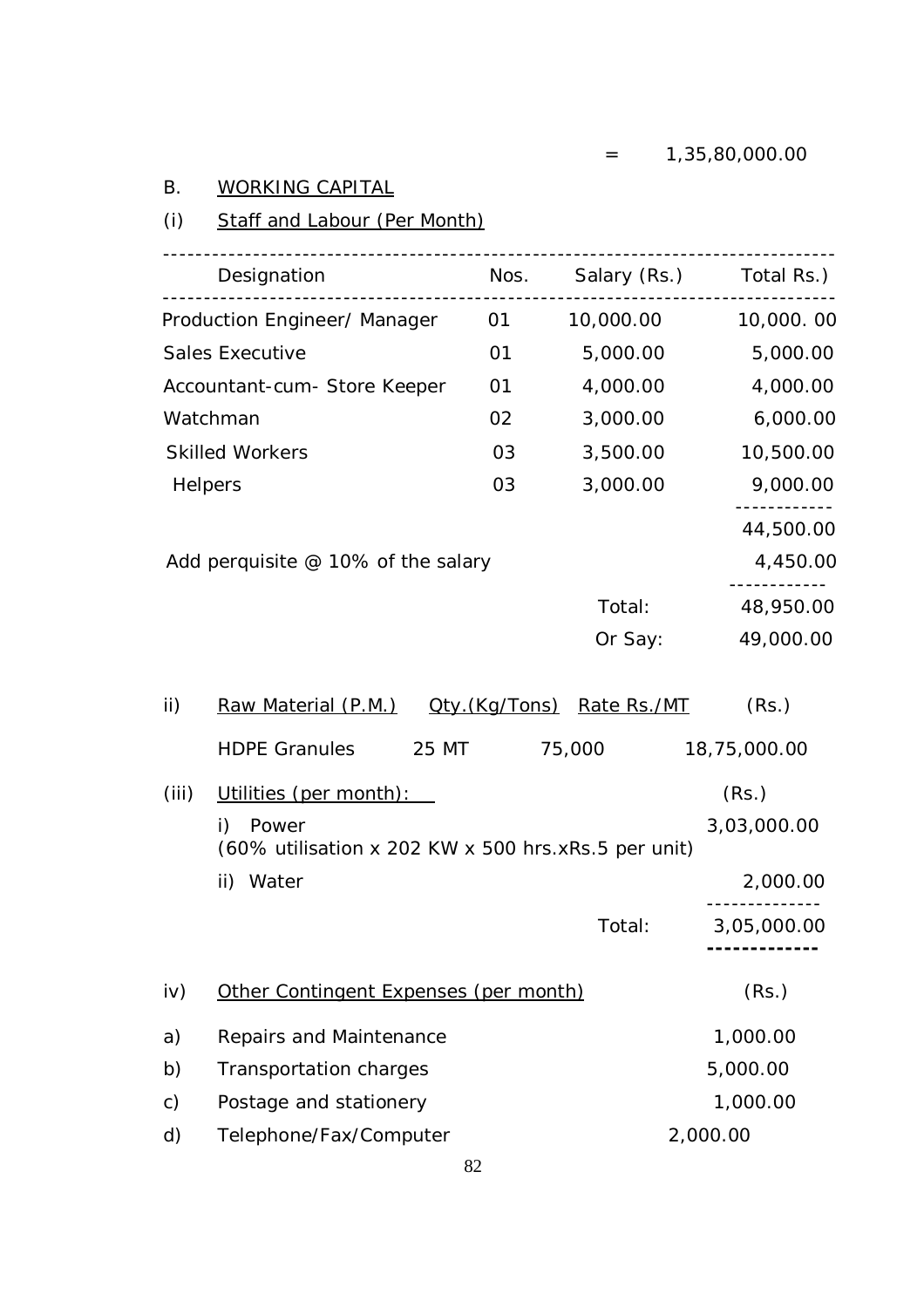= 1,35,80,000.00

B. WORKING CAPITAL

(i) Staff and Labour (Per Month)

| Designation | Nos. | Salary (Rs.) | Total Rs.) |
|---|---|---|---|
| Production Engineer/ Manager | 01 | 10,000.00 | 10,000. 00 |
| Sales Executive | 01 | 5,000.00 | 5,000.00 |
| Accountant-cum- Store Keeper | 01 | 4,000.00 | 4,000.00 |
| Watchman | 02 | 3,000.00 | 6,000.00 |
| Skilled Workers | 03 | 3,500.00 | 10,500.00 |
| Helpers | 03 | 3,000.00 | 9,000.00 |
| | | | 44,500.00 |
| Add perquisite @ 10% of the salary | | | 4,450.00 |
| | | Total: | 48,950.00 |
| | | Or Say: | 49,000.00 |

ii) Raw Material (P.M.)

| Raw Material (P.M.) | Qty.(Kg/Tons) | Rate Rs./MT | (Rs.) |
|---|---|---|---|
| HDPE Granules | 25 MT | 75,000 | 18,75,000.00 |

(iii) Utilities (per month):

| | (Rs.) |
|---|---|
| i) Power (60% utilisation x 202 KW x 500 hrs.xRs.5 per unit) | 3,03,000.00 |
| ii) Water | 2,000.00 |
| Total: | 3,05,000.00 |

iv) Other Contingent Expenses (per month)

| | | (Rs.) |
|---|---|---|
| a) | Repairs and Maintenance | 1,000.00 |
| b) | Transportation charges | 5,000.00 |
| c) | Postage and stationery | 1,000.00 |
| d) | Telephone/Fax/Computer | 2,000.00 |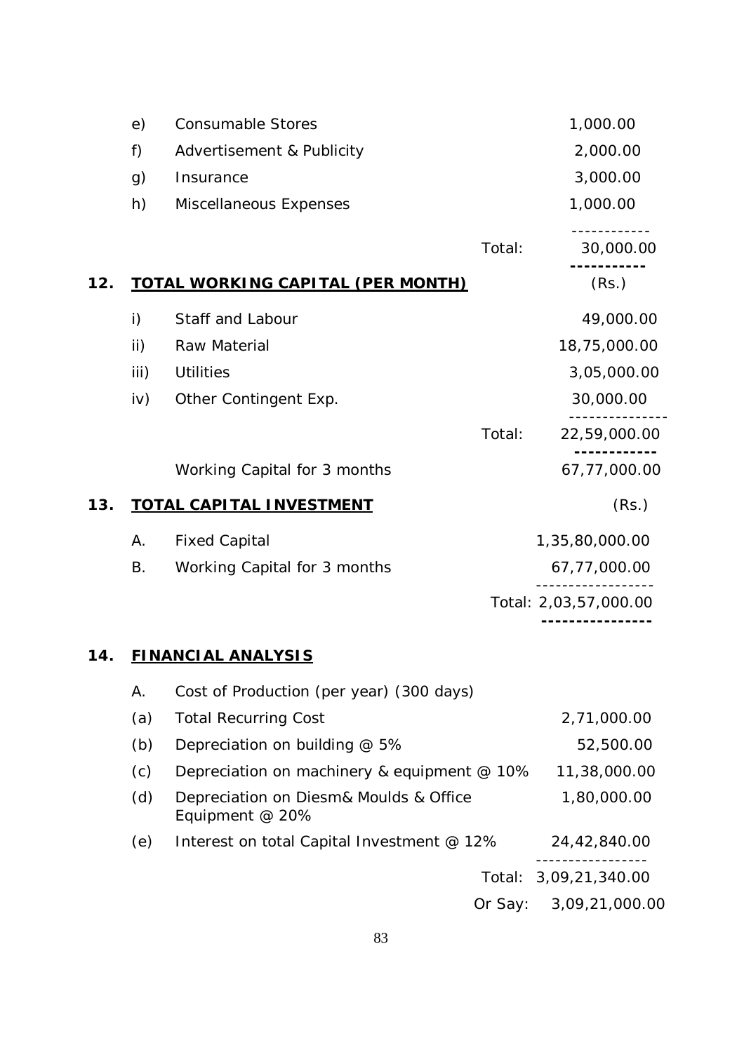| | | | |
|---|---|---|---|
| e) | Consumable Stores | | 1,000.00 |
| f) | Advertisement & Publicity | | 2,000.00 |
| g) | Insurance | | 3,000.00 |
| h) | Miscellaneous Expenses | | 1,000.00 |
| | | Total: | 30,000.00 |

## 12. TOTAL WORKING CAPITAL (PER MONTH)

| | | | (Rs.) |
|---|---|---|---|
| i) | Staff and Labour | | 49,000.00 |
| ii) | Raw Material | | 18,75,000.00 |
| iii) | Utilities | | 3,05,000.00 |
| iv) | Other Contingent Exp. | | 30,000.00 |
| | | Total: | 22,59,000.00 |
| | Working Capital for 3 months | | 67,77,000.00 |

## 13. TOTAL CAPITAL INVESTMENT

| | | | (Rs.) |
|---|---|---|---|
| A. | Fixed Capital | | 1,35,80,000.00 |
| B. | Working Capital for 3 months | | 67,77,000.00 |
| | | Total: | 2,03,57,000.00 |

## 14. FINANCIAL ANALYSIS

| | | | |
|---|---|---|---|
| A. | Cost of Production (per year) (300 days) | | |
| (a) | Total Recurring Cost | | 2,71,000.00 |
| (b) | Depreciation on building @ 5% | | 52,500.00 |
| (c) | Depreciation on machinery & equipment @ 10% | | 11,38,000.00 |
| (d) | Depreciation on Diesm& Moulds & Office Equipment @ 20% | | 1,80,000.00 |
| (e) | Interest on total Capital Investment @ 12% | | 24,42,840.00 |
| | | Total: | 3,09,21,340.00 |
| | | Or Say: | 3,09,21,000.00 |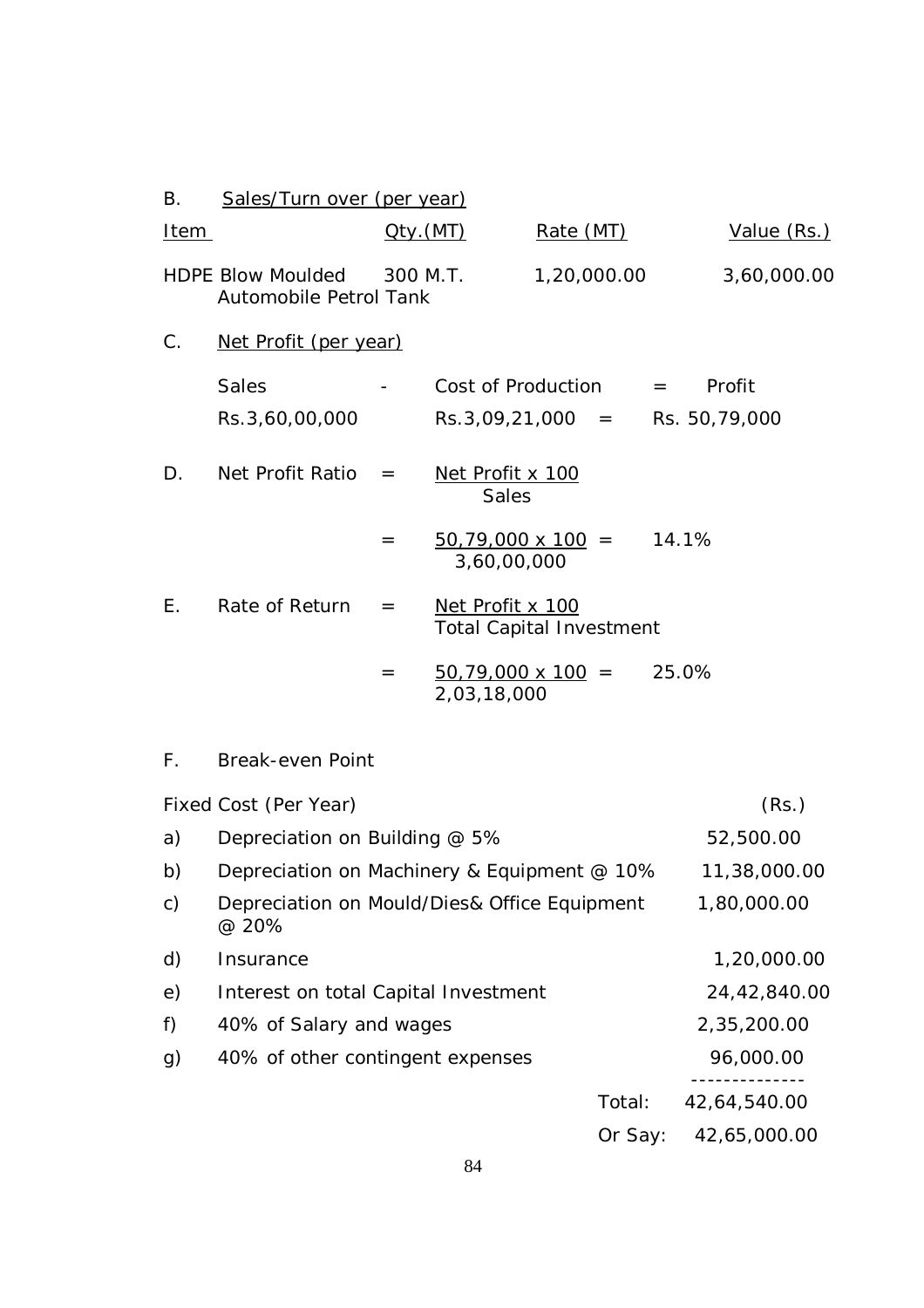B. <u>Sales/Turn over (per year)</u>

| Item | Qty.(MT) | Rate (MT) | Value (Rs.) |
|---|---|---|---|
| HDPE Blow Moulded Automobile Petrol Tank | 300 M.T. | 1,20,000.00 | 3,60,000.00 |

C. <u>Net Profit (per year)</u>

Sales - Cost of Production = Profit

Rs.3,60,00,000 Rs.3,09,21,000 = Rs. 50,79,000

D. Net Profit Ratio = $\frac{\text{Net Profit} \times 100}{\text{Sales}}$

= $\frac{50,79,000 \times 100}{3,60,00,000}$ = 14.1%

E. Rate of Return = $\frac{\text{Net Profit} \times 100}{\text{Total Capital Investment}}$

= $\frac{50,79,000 \times 100}{2,03,18,000}$ = 25.0%

F. Break-even Point

| Fixed Cost (Per Year) | | (Rs.) |
|---|---|---|
| a) | Depreciation on Building @ 5% | 52,500.00 |
| b) | Depreciation on Machinery & Equipment @ 10% | 11,38,000.00 |
| c) | Depreciation on Mould/Dies& Office Equipment @ 20% | 1,80,000.00 |
| d) | Insurance | 1,20,000.00 |
| e) | Interest on total Capital Investment | 24,42,840.00 |
| f) | 40% of Salary and wages | 2,35,200.00 |
| g) | 40% of other contingent expenses | 96,000.00 |
| | Total: | 42,64,540.00 |
| | Or Say: | 42,65,000.00 |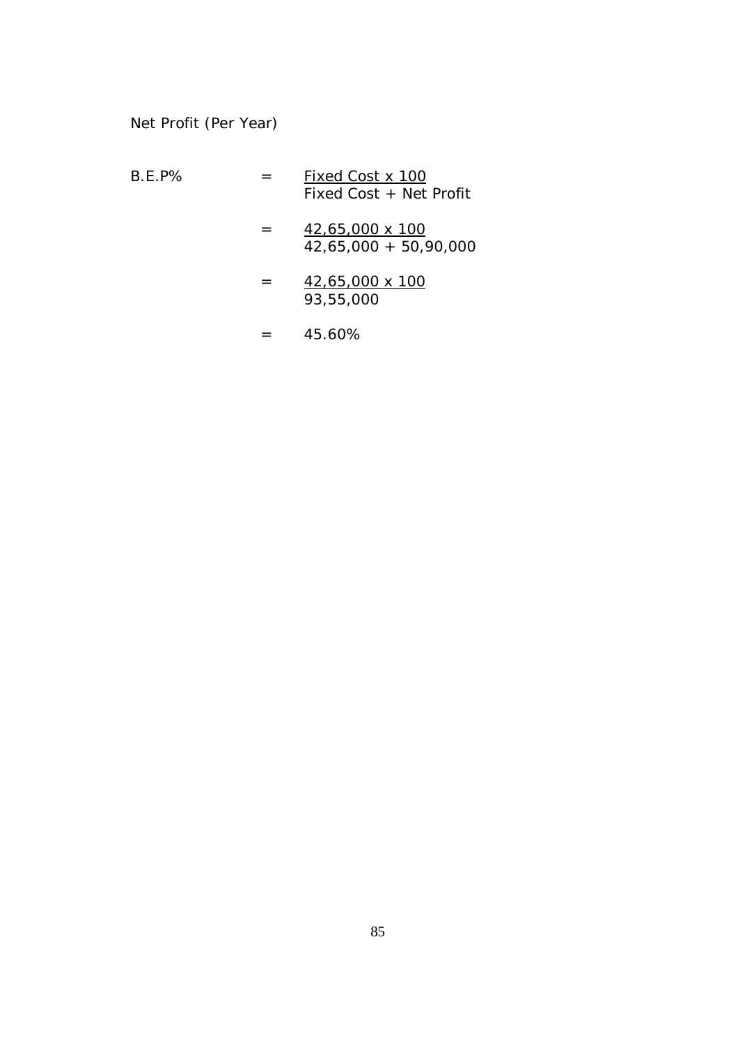Net Profit (Per Year)

$$B.E.P\% = \frac{\text{Fixed Cost} \times 100}{\text{Fixed Cost} + \text{Net Profit}}$$

$$= \frac{42,65,000 \times 100}{42,65,000 + 50,90,000}$$

$$= \frac{42,65,000 \times 100}{93,55,000}$$

$$= 45.60\%$$